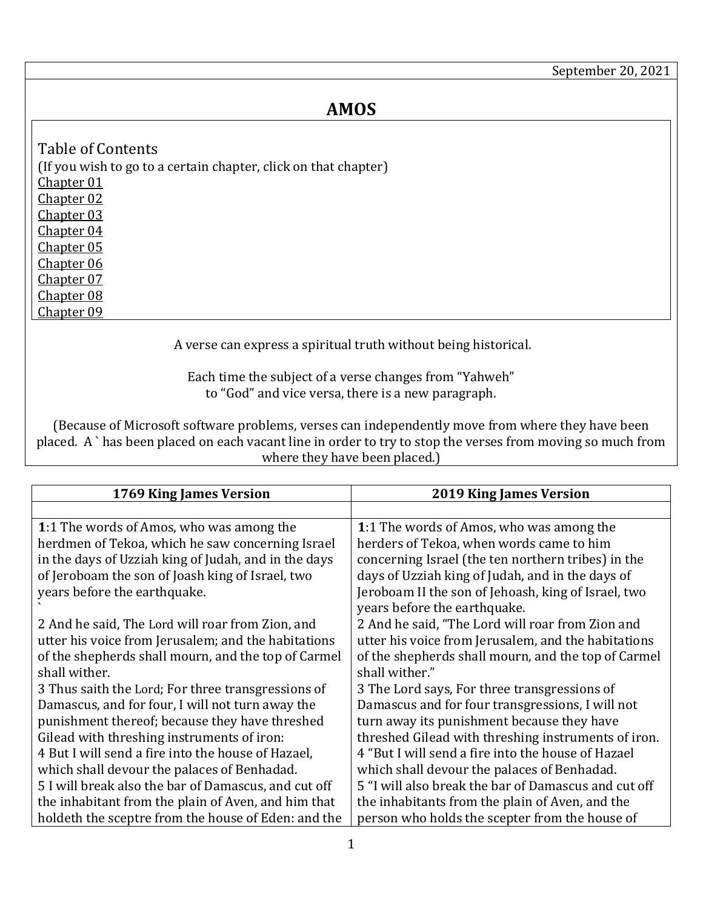September 20, 2021

# AMOS

Table of Contents
(If you wish to go to a certain chapter, click on that chapter)
Chapter 01
Chapter 02
Chapter 03
Chapter 04
Chapter 05
Chapter 06
Chapter 07
Chapter 08
Chapter 09

A verse can express a spiritual truth without being historical.

Each time the subject of a verse changes from "Yahweh" to "God" and vice versa, there is a new paragraph.

(Because of Microsoft software problems, verses can independently move from where they have been placed. A ` has been placed on each vacant line in order to try to stop the verses from moving so much from where they have been placed.)

| 1769 King James Version | 2019 King James Version |
|---|---|
| | |
| **1**:1 The words of Amos, who was among the herdmen of Tekoa, which he saw concerning Israel in the days of Uzziah king of Judah, and in the days of Jeroboam the son of Joash king of Israel, two years before the earthquake.<br>`<br>2 And he said, The Lord will roar from Zion, and utter his voice from Jerusalem; and the habitations of the shepherds shall mourn, and the top of Carmel shall wither.<br>3 Thus saith the Lord; For three transgressions of Damascus, and for four, I will not turn away the punishment thereof; because they have threshed Gilead with threshing instruments of iron:<br>4 But I will send a fire into the house of Hazael, which shall devour the palaces of Benhadad.<br>5 I will break also the bar of Damascus, and cut off the inhabitant from the plain of Aven, and him that holdeth the sceptre from the house of Eden: and the | **1**:1 The words of Amos, who was among the herders of Tekoa, when words came to him concerning Israel (the ten northern tribes) in the days of Uzziah king of Judah, and in the days of Jeroboam II the son of Jehoash, king of Israel, two years before the earthquake.<br>2 And he said, "The Lord will roar from Zion and utter his voice from Jerusalem, and the habitations of the shepherds shall mourn, and the top of Carmel shall wither."<br>3 The Lord says, For three transgressions of Damascus and for four transgressions, I will not turn away its punishment because they have threshed Gilead with threshing instruments of iron.<br>4 "But I will send a fire into the house of Hazael which shall devour the palaces of Benhadad.<br>5 "I will also break the bar of Damascus and cut off the inhabitants from the plain of Aven, and the person who holds the scepter from the house of |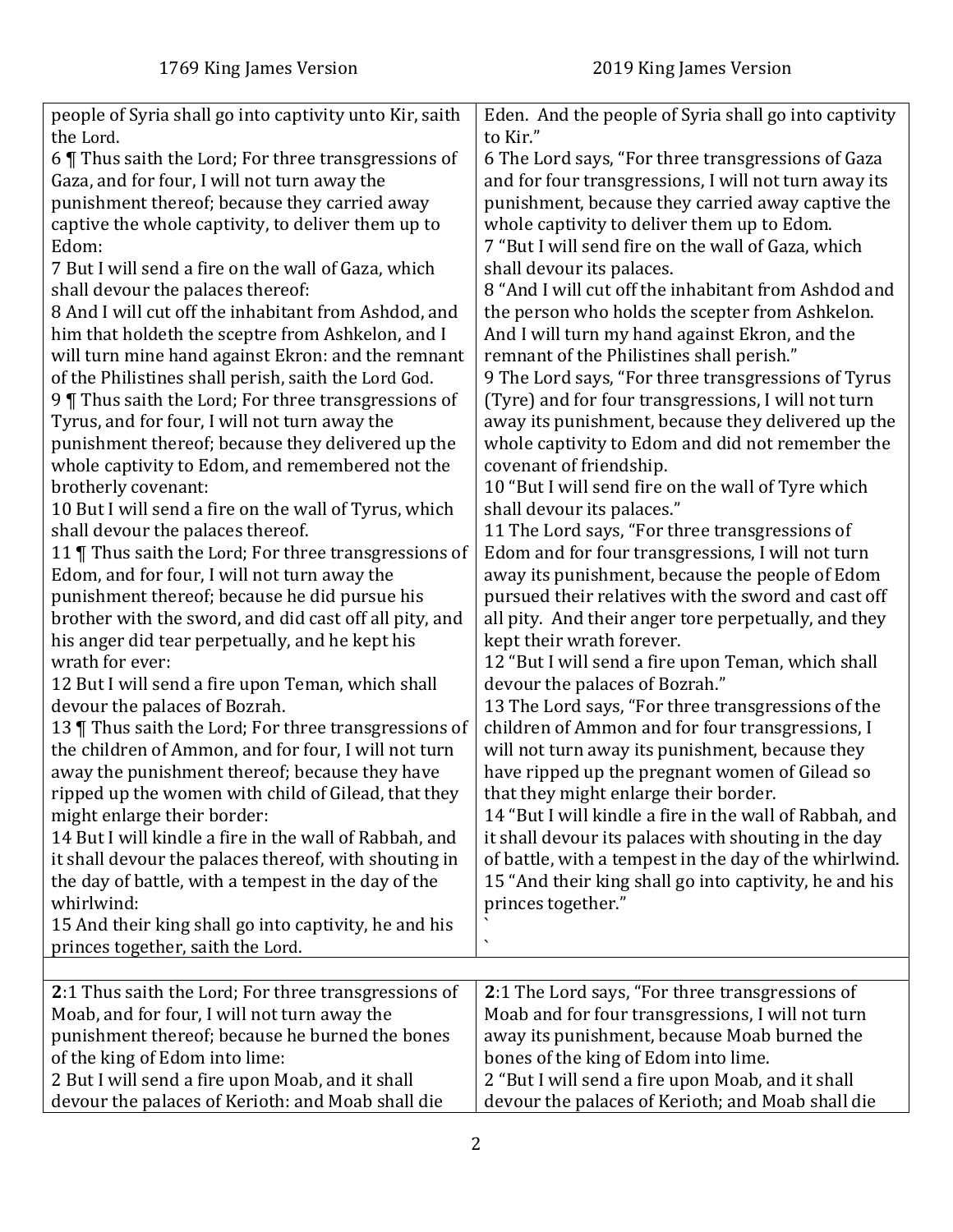| 1769 King James Version | 2019 King James Version |
|---|---|
| people of Syria shall go into captivity unto Kir, saith the Lord.<br>6 ¶ Thus saith the Lord; For three transgressions of Gaza, and for four, I will not turn away the punishment thereof; because they carried away captive the whole captivity, to deliver them up to Edom:<br>7 But I will send a fire on the wall of Gaza, which shall devour the palaces thereof:<br>8 And I will cut off the inhabitant from Ashdod, and him that holdeth the sceptre from Ashkelon, and I will turn mine hand against Ekron: and the remnant of the Philistines shall perish, saith the Lord God.<br>9 ¶ Thus saith the Lord; For three transgressions of Tyrus, and for four, I will not turn away the punishment thereof; because they delivered up the whole captivity to Edom, and remembered not the brotherly covenant:<br>10 But I will send a fire on the wall of Tyrus, which shall devour the palaces thereof.<br>11 ¶ Thus saith the Lord; For three transgressions of Edom, and for four, I will not turn away the punishment thereof; because he did pursue his brother with the sword, and did cast off all pity, and his anger did tear perpetually, and he kept his wrath for ever:<br>12 But I will send a fire upon Teman, which shall devour the palaces of Bozrah.<br>13 ¶ Thus saith the Lord; For three transgressions of the children of Ammon, and for four, I will not turn away the punishment thereof; because they have ripped up the women with child of Gilead, that they might enlarge their border:<br>14 But I will kindle a fire in the wall of Rabbah, and it shall devour the palaces thereof, with shouting in the day of battle, with a tempest in the day of the whirlwind:<br>15 And their king shall go into captivity, he and his princes together, saith the Lord. | Eden. And the people of Syria shall go into captivity to Kir."<br>6 The Lord says, "For three transgressions of Gaza and for four transgressions, I will not turn away its punishment, because they carried away captive the whole captivity to deliver them up to Edom.<br>7 "But I will send fire on the wall of Gaza, which shall devour its palaces.<br>8 "And I will cut off the inhabitant from Ashdod and the person who holds the scepter from Ashkelon. And I will turn my hand against Ekron, and the remnant of the Philistines shall perish."<br>9 The Lord says, "For three transgressions of Tyrus (Tyre) and for four transgressions, I will not turn away its punishment, because they delivered up the whole captivity to Edom and did not remember the covenant of friendship.<br>10 "But I will send fire on the wall of Tyre which shall devour its palaces."<br>11 The Lord says, "For three transgressions of Edom and for four transgressions, I will not turn away its punishment, because the people of Edom pursued their relatives with the sword and cast off all pity. And their anger tore perpetually, and they kept their wrath forever.<br>12 "But I will send a fire upon Teman, which shall devour the palaces of Bozrah."<br>13 The Lord says, "For three transgressions of the children of Ammon and for four transgressions, I will not turn away its punishment, because they have ripped up the pregnant women of Gilead so that they might enlarge their border.<br>14 "But I will kindle a fire in the wall of Rabbah, and it shall devour its palaces with shouting in the day of battle, with a tempest in the day of the whirlwind.<br>15 "And their king shall go into captivity, he and his princes together."<br>`<br>` |
| | |
| **2**:1 Thus saith the Lord; For three transgressions of Moab, and for four, I will not turn away the punishment thereof; because he burned the bones of the king of Edom into lime:<br>2 But I will send a fire upon Moab, and it shall devour the palaces of Kerioth: and Moab shall die | **2**:1 The Lord says, "For three transgressions of Moab and for four transgressions, I will not turn away its punishment, because Moab burned the bones of the king of Edom into lime.<br>2 "But I will send a fire upon Moab, and it shall devour the palaces of Kerioth; and Moab shall die |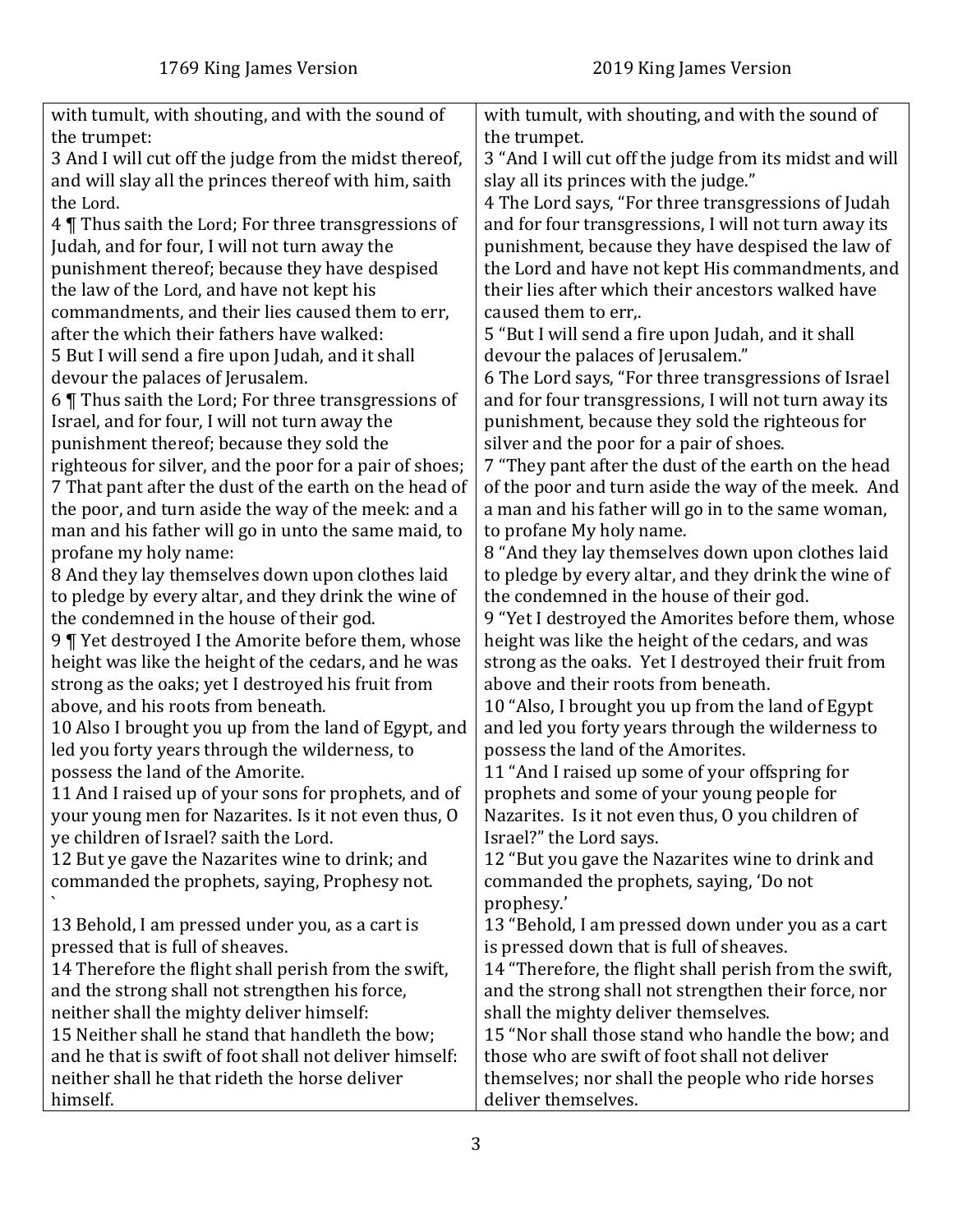| 1769 King James Version | 2019 King James Version |
|---|---|
| with tumult, with shouting, and with the sound of the trumpet: | with tumult, with shouting, and with the sound of the trumpet. |
| 3 And I will cut off the judge from the midst thereof, and will slay all the princes thereof with him, saith the Lord. | 3 "And I will cut off the judge from its midst and will slay all its princes with the judge." |
| 4 ¶ Thus saith the Lord; For three transgressions of Judah, and for four, I will not turn away the punishment thereof; because they have despised the law of the Lord, and have not kept his commandments, and their lies caused them to err, after the which their fathers have walked: | 4 The Lord says, "For three transgressions of Judah and for four transgressions, I will not turn away its punishment, because they have despised the law of the Lord and have not kept His commandments, and their lies after which their ancestors walked have caused them to err,. |
| 5 But I will send a fire upon Judah, and it shall devour the palaces of Jerusalem. | 5 "But I will send a fire upon Judah, and it shall devour the palaces of Jerusalem." |
| 6 ¶ Thus saith the Lord; For three transgressions of Israel, and for four, I will not turn away the punishment thereof; because they sold the righteous for silver, and the poor for a pair of shoes; | 6 The Lord says, "For three transgressions of Israel and for four transgressions, I will not turn away its punishment, because they sold the righteous for silver and the poor for a pair of shoes. |
| 7 That pant after the dust of the earth on the head of the poor, and turn aside the way of the meek: and a man and his father will go in unto the same maid, to profane my holy name: | 7 "They pant after the dust of the earth on the head of the poor and turn aside the way of the meek. And a man and his father will go in to the same woman, to profane My holy name. |
| 8 And they lay themselves down upon clothes laid to pledge by every altar, and they drink the wine of the condemned in the house of their god. | 8 "And they lay themselves down upon clothes laid to pledge by every altar, and they drink the wine of the condemned in the house of their god. |
| 9 ¶ Yet destroyed I the Amorite before them, whose height was like the height of the cedars, and he was strong as the oaks; yet I destroyed his fruit from above, and his roots from beneath. | 9 "Yet I destroyed the Amorites before them, whose height was like the height of the cedars, and was strong as the oaks. Yet I destroyed their fruit from above and their roots from beneath. |
| 10 Also I brought you up from the land of Egypt, and led you forty years through the wilderness, to possess the land of the Amorite. | 10 "Also, I brought you up from the land of Egypt and led you forty years through the wilderness to possess the land of the Amorites. |
| 11 And I raised up of your sons for prophets, and of your young men for Nazarites. Is it not even thus, O ye children of Israel? saith the Lord. | 11 "And I raised up some of your offspring for prophets and some of your young people for Nazarites. Is it not even thus, O you children of Israel?" the Lord says. |
| 12 But ye gave the Nazarites wine to drink; and commanded the prophets, saying, Prophesy not. ` | 12 "But you gave the Nazarites wine to drink and commanded the prophets, saying, 'Do not prophesy.' |
| 13 Behold, I am pressed under you, as a cart is pressed that is full of sheaves. | 13 "Behold, I am pressed down under you as a cart is pressed down that is full of sheaves. |
| 14 Therefore the flight shall perish from the swift, and the strong shall not strengthen his force, neither shall the mighty deliver himself: | 14 "Therefore, the flight shall perish from the swift, and the strong shall not strengthen their force, nor shall the mighty deliver themselves. |
| 15 Neither shall he stand that handleth the bow; and he that is swift of foot shall not deliver himself: neither shall he that rideth the horse deliver himself. | 15 "Nor shall those stand who handle the bow; and those who are swift of foot shall not deliver themselves; nor shall the people who ride horses deliver themselves. |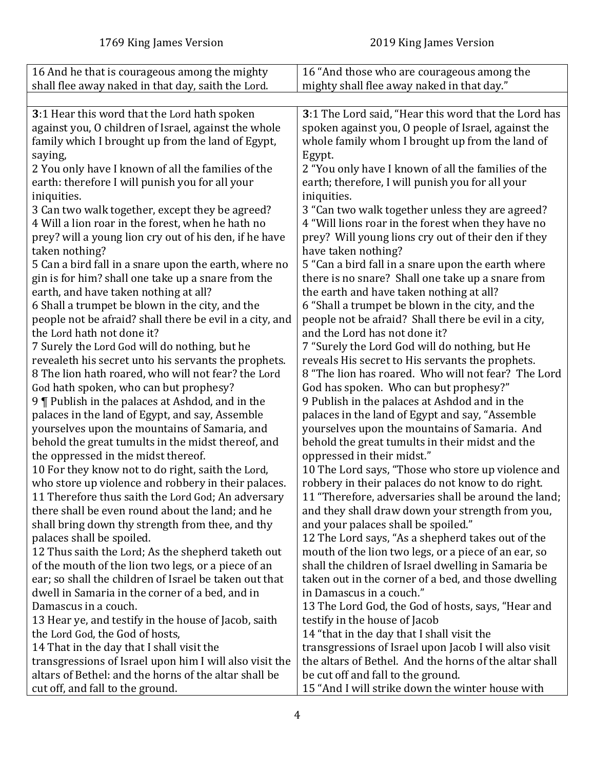| 1769 King James Version | 2019 King James Version |
|---|---|
| 16 And he that is courageous among the mighty shall flee away naked in that day, saith the Lord. | 16 "And those who are courageous among the mighty shall flee away naked in that day." |
| | |
| **3**:1 Hear this word that the Lord hath spoken against you, O children of Israel, against the whole family which I brought up from the land of Egypt, saying,<br>2 You only have I known of all the families of the earth: therefore I will punish you for all your iniquities.<br>3 Can two walk together, except they be agreed?<br>4 Will a lion roar in the forest, when he hath no prey? will a young lion cry out of his den, if he have taken nothing?<br>5 Can a bird fall in a snare upon the earth, where no gin is for him? shall one take up a snare from the earth, and have taken nothing at all?<br>6 Shall a trumpet be blown in the city, and the people not be afraid? shall there be evil in a city, and the Lord hath not done it?<br>7 Surely the Lord God will do nothing, but he revealeth his secret unto his servants the prophets.<br>8 The lion hath roared, who will not fear? the Lord God hath spoken, who can but prophesy?<br>9 ¶ Publish in the palaces at Ashdod, and in the palaces in the land of Egypt, and say, Assemble yourselves upon the mountains of Samaria, and behold the great tumults in the midst thereof, and the oppressed in the midst thereof.<br>10 For they know not to do right, saith the Lord, who store up violence and robbery in their palaces.<br>11 Therefore thus saith the Lord God; An adversary there shall be even round about the land; and he shall bring down thy strength from thee, and thy palaces shall be spoiled.<br>12 Thus saith the Lord; As the shepherd taketh out of the mouth of the lion two legs, or a piece of an ear; so shall the children of Israel be taken out that dwell in Samaria in the corner of a bed, and in Damascus in a couch.<br>13 Hear ye, and testify in the house of Jacob, saith the Lord God, the God of hosts,<br>14 That in the day that I shall visit the transgressions of Israel upon him I will also visit the altars of Bethel: and the horns of the altar shall be cut off, and fall to the ground. | **3**:1 The Lord said, "Hear this word that the Lord has spoken against you, O people of Israel, against the whole family whom I brought up from the land of Egypt.<br>2 "You only have I known of all the families of the earth; therefore, I will punish you for all your iniquities.<br>3 "Can two walk together unless they are agreed?<br>4 "Will lions roar in the forest when they have no prey? Will young lions cry out of their den if they have taken nothing?<br>5 "Can a bird fall in a snare upon the earth where there is no snare? Shall one take up a snare from the earth and have taken nothing at all?<br>6 "Shall a trumpet be blown in the city, and the people not be afraid? Shall there be evil in a city, and the Lord has not done it?<br>7 "Surely the Lord God will do nothing, but He reveals His secret to His servants the prophets.<br>8 "The lion has roared. Who will not fear? The Lord God has spoken. Who can but prophesy?"<br>9 Publish in the palaces at Ashdod and in the palaces in the land of Egypt and say, "Assemble yourselves upon the mountains of Samaria. And behold the great tumults in their midst and the oppressed in their midst."<br>10 The Lord says, "Those who store up violence and robbery in their palaces do not know to do right.<br>11 "Therefore, adversaries shall be around the land; and they shall draw down your strength from you, and your palaces shall be spoiled."<br>12 The Lord says, "As a shepherd takes out of the mouth of the lion two legs, or a piece of an ear, so shall the children of Israel dwelling in Samaria be taken out in the corner of a bed, and those dwelling in Damascus in a couch."<br>13 The Lord God, the God of hosts, says, "Hear and testify in the house of Jacob<br>14 "that in the day that I shall visit the transgressions of Israel upon Jacob I will also visit the altars of Bethel. And the horns of the altar shall be cut off and fall to the ground.<br>15 "And I will strike down the winter house with |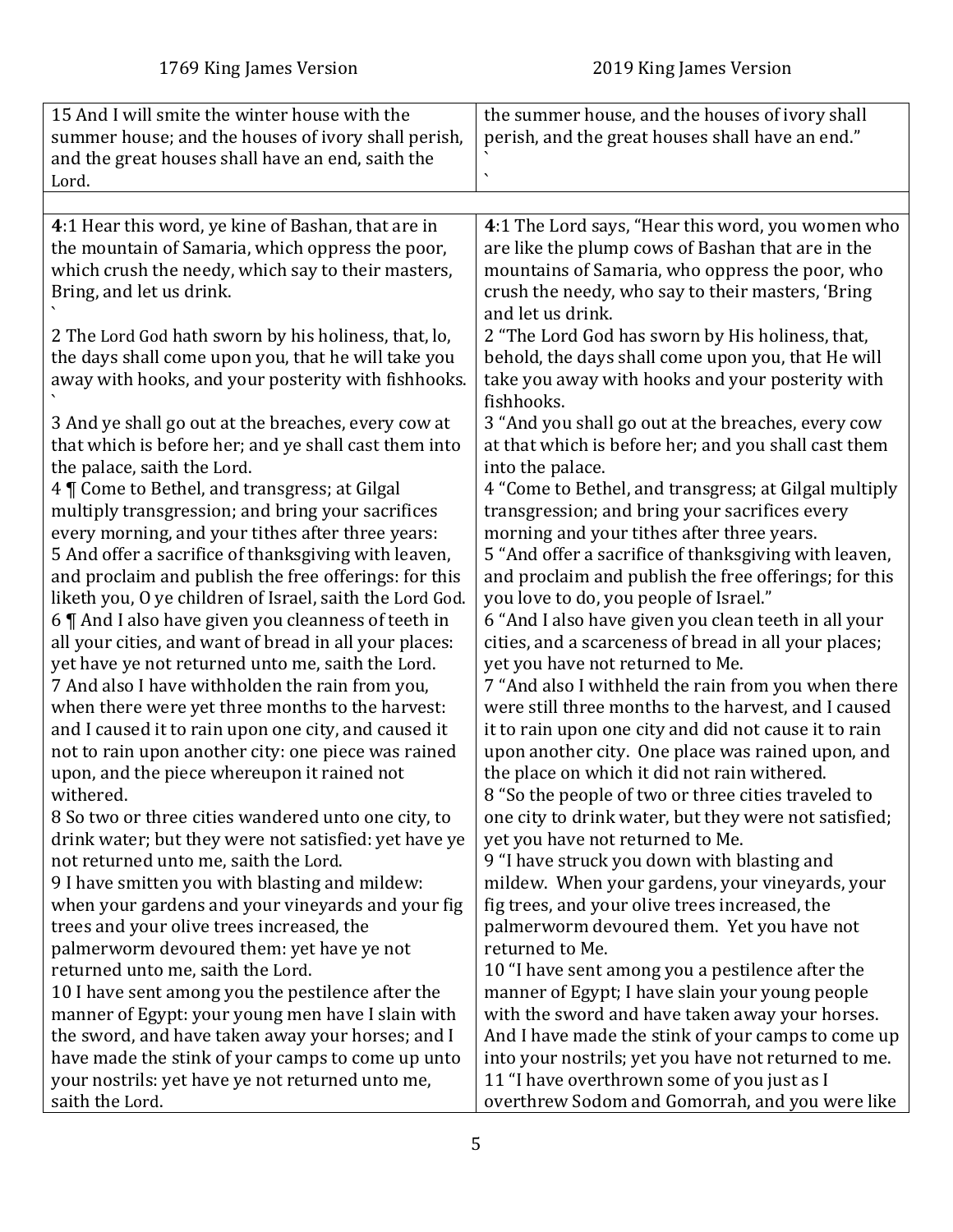| 1769 King James Version | 2019 King James Version |
|---|---|
| 15 And I will smite the winter house with the summer house; and the houses of ivory shall perish, and the great houses shall have an end, saith the Lord. | the summer house, and the houses of ivory shall perish, and the great houses shall have an end." ` ` |
| | |
| **4**:1 Hear this word, ye kine of Bashan, that are in the mountain of Samaria, which oppress the poor, which crush the needy, which say to their masters, Bring, and let us drink. ` 2 The Lord God hath sworn by his holiness, that, lo, the days shall come upon you, that he will take you away with hooks, and your posterity with fishhooks. ` 3 And ye shall go out at the breaches, every cow at that which is before her; and ye shall cast them into the palace, saith the Lord. 4 ¶ Come to Bethel, and transgress; at Gilgal multiply transgression; and bring your sacrifices every morning, and your tithes after three years: 5 And offer a sacrifice of thanksgiving with leaven, and proclaim and publish the free offerings: for this liketh you, O ye children of Israel, saith the Lord God. 6 ¶ And I also have given you cleanness of teeth in all your cities, and want of bread in all your places: yet have ye not returned unto me, saith the Lord. 7 And also I have withholden the rain from you, when there were yet three months to the harvest: and I caused it to rain upon one city, and caused it not to rain upon another city: one piece was rained upon, and the piece whereupon it rained not withered. 8 So two or three cities wandered unto one city, to drink water; but they were not satisfied: yet have ye not returned unto me, saith the Lord. 9 I have smitten you with blasting and mildew: when your gardens and your vineyards and your fig trees and your olive trees increased, the palmerworm devoured them: yet have ye not returned unto me, saith the Lord. 10 I have sent among you the pestilence after the manner of Egypt: your young men have I slain with the sword, and have taken away your horses; and I have made the stink of your camps to come up unto your nostrils: yet have ye not returned unto me, saith the Lord. | **4**:1 The Lord says, "Hear this word, you women who are like the plump cows of Bashan that are in the mountains of Samaria, who oppress the poor, who crush the needy, who say to their masters, 'Bring and let us drink. 2 "The Lord God has sworn by His holiness, that, behold, the days shall come upon you, that He will take you away with hooks and your posterity with fishhooks. 3 "And you shall go out at the breaches, every cow at that which is before her; and you shall cast them into the palace. 4 "Come to Bethel, and transgress; at Gilgal multiply transgression; and bring your sacrifices every morning and your tithes after three years. 5 "And offer a sacrifice of thanksgiving with leaven, and proclaim and publish the free offerings; for this you love to do, you people of Israel." 6 "And I also have given you clean teeth in all your cities, and a scarceness of bread in all your places; yet you have not returned to Me. 7 "And also I withheld the rain from you when there were still three months to the harvest, and I caused it to rain upon one city and did not cause it to rain upon another city. One place was rained upon, and the place on which it did not rain withered. 8 "So the people of two or three cities traveled to one city to drink water, but they were not satisfied; yet you have not returned to Me. 9 "I have struck you down with blasting and mildew. When your gardens, your vineyards, your fig trees, and your olive trees increased, the palmerworm devoured them. Yet you have not returned to Me. 10 "I have sent among you a pestilence after the manner of Egypt; I have slain your young people with the sword and have taken away your horses. And I have made the stink of your camps to come up into your nostrils; yet you have not returned to me. 11 "I have overthrown some of you just as I overthrew Sodom and Gomorrah, and you were like |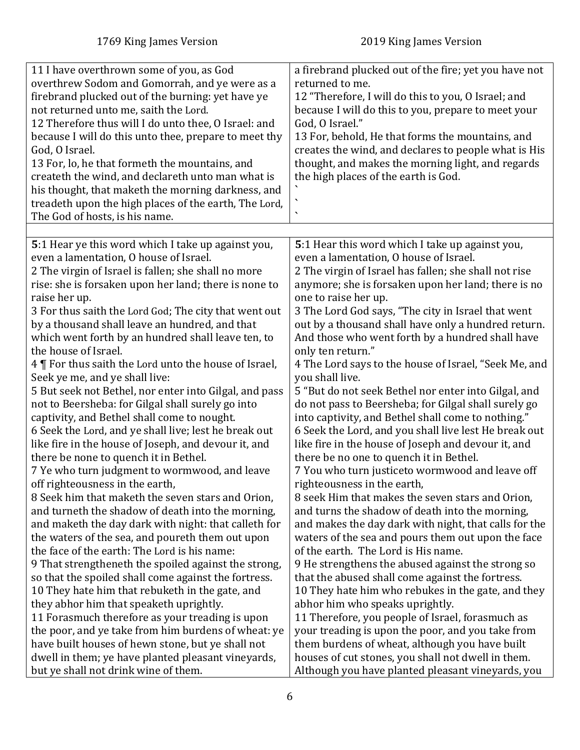| 1769 King James Version | 2019 King James Version |
|---|---|
| 11 I have overthrown some of you, as God overthrew Sodom and Gomorrah, and ye were as a firebrand plucked out of the burning: yet have ye not returned unto me, saith the Lord.<br>12 Therefore thus will I do unto thee, O Israel: and because I will do this unto thee, prepare to meet thy God, O Israel.<br>13 For, lo, he that formeth the mountains, and createth the wind, and declareth unto man what is his thought, that maketh the morning darkness, and treadeth upon the high places of the earth, The Lord, The God of hosts, is his name. | a firebrand plucked out of the fire; yet you have not returned to me.<br>12 "Therefore, I will do this to you, O Israel; and because I will do this to you, prepare to meet your God, O Israel."<br>13 For, behold, He that forms the mountains, and creates the wind, and declares to people what is His thought, and makes the morning light, and regards the high places of the earth is God.<br>`<br>`<br>` |
| | |
| **5**:1 Hear ye this word which I take up against you, even a lamentation, O house of Israel.<br>2 The virgin of Israel is fallen; she shall no more rise: she is forsaken upon her land; there is none to raise her up.<br>3 For thus saith the Lord God; The city that went out by a thousand shall leave an hundred, and that which went forth by an hundred shall leave ten, to the house of Israel.<br>4 ¶ For thus saith the Lord unto the house of Israel, Seek ye me, and ye shall live:<br>5 But seek not Bethel, nor enter into Gilgal, and pass not to Beersheba: for Gilgal shall surely go into captivity, and Bethel shall come to nought.<br>6 Seek the Lord, and ye shall live; lest he break out like fire in the house of Joseph, and devour it, and there be none to quench it in Bethel.<br>7 Ye who turn judgment to wormwood, and leave off righteousness in the earth,<br>8 Seek him that maketh the seven stars and Orion, and turneth the shadow of death into the morning, and maketh the day dark with night: that calleth for the waters of the sea, and poureth them out upon the face of the earth: The Lord is his name:<br>9 That strengtheneth the spoiled against the strong, so that the spoiled shall come against the fortress.<br>10 They hate him that rebuketh in the gate, and they abhor him that speaketh uprightly.<br>11 Forasmuch therefore as your treading is upon the poor, and ye take from him burdens of wheat: ye have built houses of hewn stone, but ye shall not dwell in them; ye have planted pleasant vineyards, but ye shall not drink wine of them. | **5**:1 Hear this word which I take up against you, even a lamentation, O house of Israel.<br>2 The virgin of Israel has fallen; she shall not rise anymore; she is forsaken upon her land; there is no one to raise her up.<br>3 The Lord God says, "The city in Israel that went out by a thousand shall have only a hundred return. And those who went forth by a hundred shall have only ten return."<br>4 The Lord says to the house of Israel, "Seek Me, and you shall live.<br>5 "But do not seek Bethel nor enter into Gilgal, and do not pass to Beersheba; for Gilgal shall surely go into captivity, and Bethel shall come to nothing."<br>6 Seek the Lord, and you shall live lest He break out like fire in the house of Joseph and devour it, and there be no one to quench it in Bethel.<br>7 You who turn justiceto wormwood and leave off righteousness in the earth,<br>8 seek Him that makes the seven stars and Orion, and turns the shadow of death into the morning, and makes the day dark with night, that calls for the waters of the sea and pours them out upon the face of the earth. The Lord is His name.<br>9 He strengthens the abused against the strong so that the abused shall come against the fortress.<br>10 They hate him who rebukes in the gate, and they abhor him who speaks uprightly.<br>11 Therefore, you people of Israel, forasmuch as your treading is upon the poor, and you take from them burdens of wheat, although you have built houses of cut stones, you shall not dwell in them. Although you have planted pleasant vineyards, you |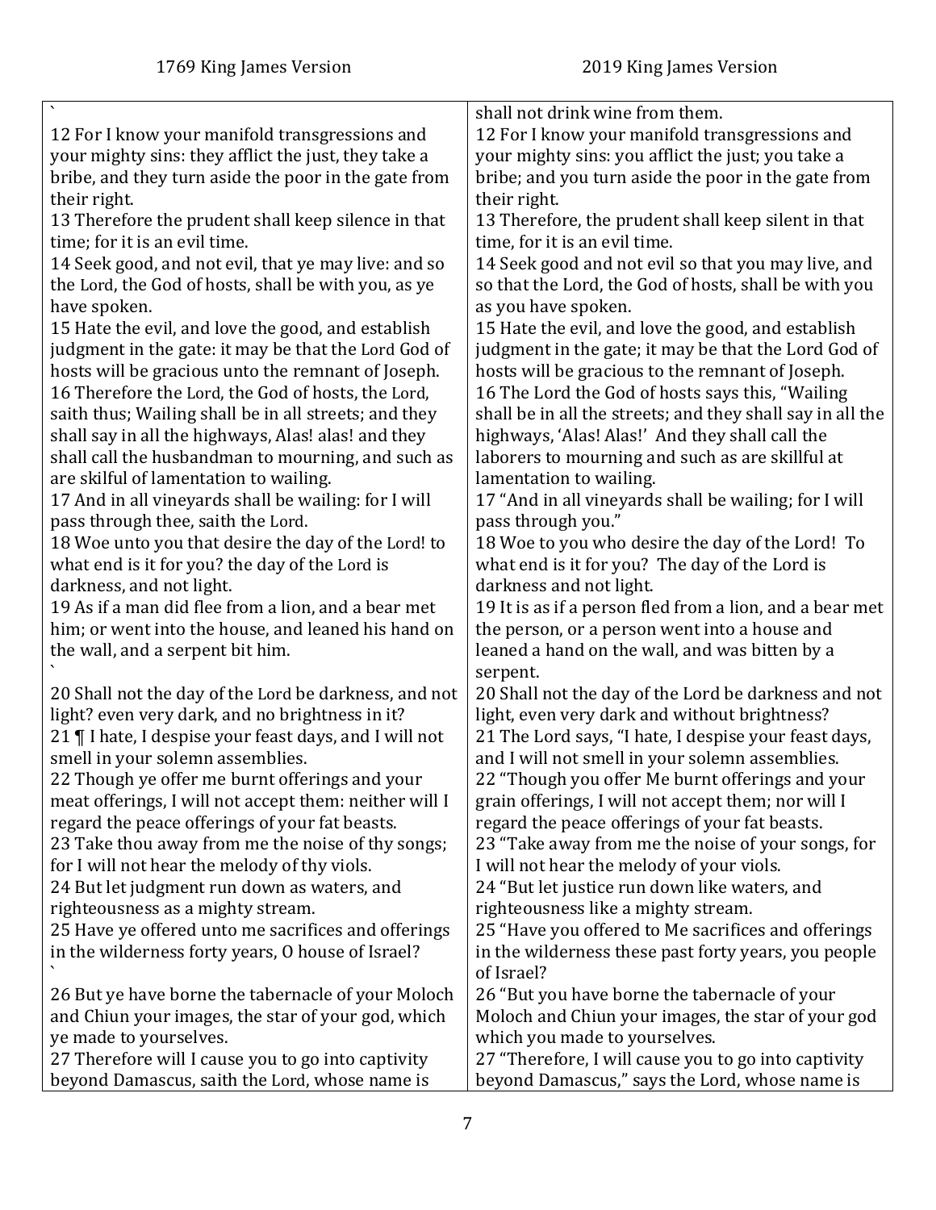| 1769 King James Version | 2019 King James Version |
| --- | --- |
| ` | shall not drink wine from them. |
| 12 For I know your manifold transgressions and your mighty sins: they afflict the just, they take a bribe, and they turn aside the poor in the gate from their right. | 12 For I know your manifold transgressions and your mighty sins: you afflict the just; you take a bribe; and you turn aside the poor in the gate from their right. |
| 13 Therefore the prudent shall keep silence in that time; for it is an evil time. | 13 Therefore, the prudent shall keep silent in that time, for it is an evil time. |
| 14 Seek good, and not evil, that ye may live: and so the Lord, the God of hosts, shall be with you, as ye have spoken. | 14 Seek good and not evil so that you may live, and so that the Lord, the God of hosts, shall be with you as you have spoken. |
| 15 Hate the evil, and love the good, and establish judgment in the gate: it may be that the Lord God of hosts will be gracious unto the remnant of Joseph. | 15 Hate the evil, and love the good, and establish judgment in the gate; it may be that the Lord God of hosts will be gracious to the remnant of Joseph. |
| 16 Therefore the Lord, the God of hosts, the Lord, saith thus; Wailing shall be in all streets; and they shall say in all the highways, Alas! alas! and they shall call the husbandman to mourning, and such as are skilful of lamentation to wailing. | 16 The Lord the God of hosts says this, "Wailing shall be in all the streets; and they shall say in all the highways, 'Alas! Alas!' And they shall call the laborers to mourning and such as are skillful at lamentation to wailing. |
| 17 And in all vineyards shall be wailing: for I will pass through thee, saith the Lord. | 17 "And in all vineyards shall be wailing; for I will pass through you." |
| 18 Woe unto you that desire the day of the Lord! to what end is it for you? the day of the Lord is darkness, and not light. | 18 Woe to you who desire the day of the Lord! To what end is it for you? The day of the Lord is darkness and not light. |
| 19 As if a man did flee from a lion, and a bear met him; or went into the house, and leaned his hand on the wall, and a serpent bit him. ` | 19 It is as if a person fled from a lion, and a bear met the person, or a person went into a house and leaned a hand on the wall, and was bitten by a serpent. |
| 20 Shall not the day of the Lord be darkness, and not light? even very dark, and no brightness in it? | 20 Shall not the day of the Lord be darkness and not light, even very dark and without brightness? |
| 21 ¶ I hate, I despise your feast days, and I will not smell in your solemn assemblies. | 21 The Lord says, "I hate, I despise your feast days, and I will not smell in your solemn assemblies. |
| 22 Though ye offer me burnt offerings and your meat offerings, I will not accept them: neither will I regard the peace offerings of your fat beasts. | 22 "Though you offer Me burnt offerings and your grain offerings, I will not accept them; nor will I regard the peace offerings of your fat beasts. |
| 23 Take thou away from me the noise of thy songs; for I will not hear the melody of thy viols. | 23 "Take away from me the noise of your songs, for I will not hear the melody of your viols. |
| 24 But let judgment run down as waters, and righteousness as a mighty stream. | 24 "But let justice run down like waters, and righteousness like a mighty stream. |
| 25 Have ye offered unto me sacrifices and offerings in the wilderness forty years, O house of Israel? ` | 25 "Have you offered to Me sacrifices and offerings in the wilderness these past forty years, you people of Israel? |
| 26 But ye have borne the tabernacle of your Moloch and Chiun your images, the star of your god, which ye made to yourselves. | 26 "But you have borne the tabernacle of your Moloch and Chiun your images, the star of your god which you made to yourselves. |
| 27 Therefore will I cause you to go into captivity beyond Damascus, saith the Lord, whose name is | 27 "Therefore, I will cause you to go into captivity beyond Damascus," says the Lord, whose name is |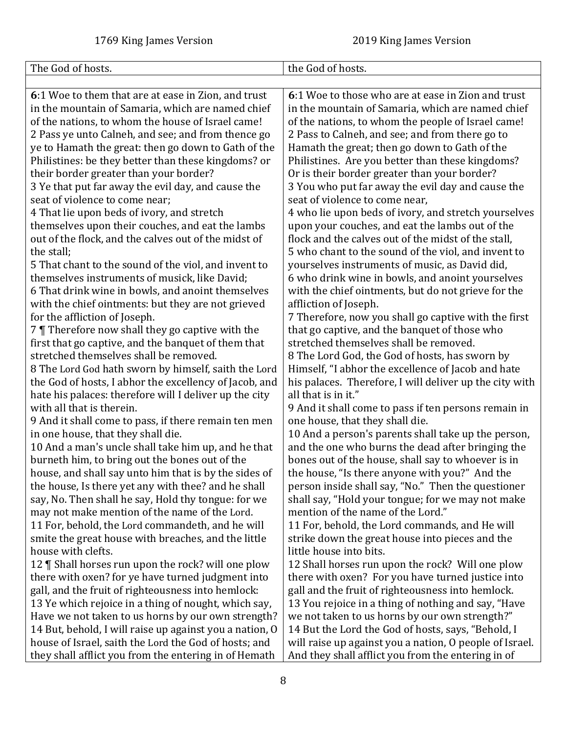| 1769 King James Version | 2019 King James Version |
|---|---|
| The God of hosts. | the God of hosts. |
| | |
| **6**:1 Woe to them that are at ease in Zion, and trust in the mountain of Samaria, which are named chief of the nations, to whom the house of Israel came!<br>2 Pass ye unto Calneh, and see; and from thence go ye to Hamath the great: then go down to Gath of the Philistines: be they better than these kingdoms? or their border greater than your border?<br>3 Ye that put far away the evil day, and cause the seat of violence to come near;<br>4 That lie upon beds of ivory, and stretch themselves upon their couches, and eat the lambs out of the flock, and the calves out of the midst of the stall;<br>5 That chant to the sound of the viol, and invent to themselves instruments of musick, like David;<br>6 That drink wine in bowls, and anoint themselves with the chief ointments: but they are not grieved for the affliction of Joseph.<br>7 ¶ Therefore now shall they go captive with the first that go captive, and the banquet of them that stretched themselves shall be removed.<br>8 The Lord God hath sworn by himself, saith the Lord the God of hosts, I abhor the excellency of Jacob, and hate his palaces: therefore will I deliver up the city with all that is therein.<br>9 And it shall come to pass, if there remain ten men in one house, that they shall die.<br>10 And a man's uncle shall take him up, and he that burneth him, to bring out the bones out of the house, and shall say unto him that is by the sides of the house, Is there yet any with thee? and he shall say, No. Then shall he say, Hold thy tongue: for we may not make mention of the name of the Lord.<br>11 For, behold, the Lord commandeth, and he will smite the great house with breaches, and the little house with clefts.<br>12 ¶ Shall horses run upon the rock? will one plow there with oxen? for ye have turned judgment into gall, and the fruit of righteousness into hemlock:<br>13 Ye which rejoice in a thing of nought, which say, Have we not taken to us horns by our own strength?<br>14 But, behold, I will raise up against you a nation, O house of Israel, saith the Lord the God of hosts; and they shall afflict you from the entering in of Hemath | **6**:1 Woe to those who are at ease in Zion and trust in the mountain of Samaria, which are named chief of the nations, to whom the people of Israel came!<br>2 Pass to Calneh, and see; and from there go to Hamath the great; then go down to Gath of the Philistines. Are you better than these kingdoms? Or is their border greater than your border?<br>3 You who put far away the evil day and cause the seat of violence to come near,<br>4 who lie upon beds of ivory, and stretch yourselves upon your couches, and eat the lambs out of the flock and the calves out of the midst of the stall,<br>5 who chant to the sound of the viol, and invent to yourselves instruments of music, as David did,<br>6 who drink wine in bowls, and anoint yourselves with the chief ointments, but do not grieve for the affliction of Joseph.<br>7 Therefore, now you shall go captive with the first that go captive, and the banquet of those who stretched themselves shall be removed.<br>8 The Lord God, the God of hosts, has sworn by Himself, "I abhor the excellence of Jacob and hate his palaces. Therefore, I will deliver up the city with all that is in it."<br>9 And it shall come to pass if ten persons remain in one house, that they shall die.<br>10 And a person's parents shall take up the person, and the one who burns the dead after bringing the bones out of the house, shall say to whoever is in the house, "Is there anyone with you?" And the person inside shall say, "No." Then the questioner shall say, "Hold your tongue; for we may not make mention of the name of the Lord."<br>11 For, behold, the Lord commands, and He will strike down the great house into pieces and the little house into bits.<br>12 Shall horses run upon the rock? Will one plow there with oxen? For you have turned justice into gall and the fruit of righteousness into hemlock.<br>13 You rejoice in a thing of nothing and say, "Have we not taken to us horns by our own strength?"<br>14 But the Lord the God of hosts, says, "Behold, I will raise up against you a nation, O people of Israel. And they shall afflict you from the entering in of |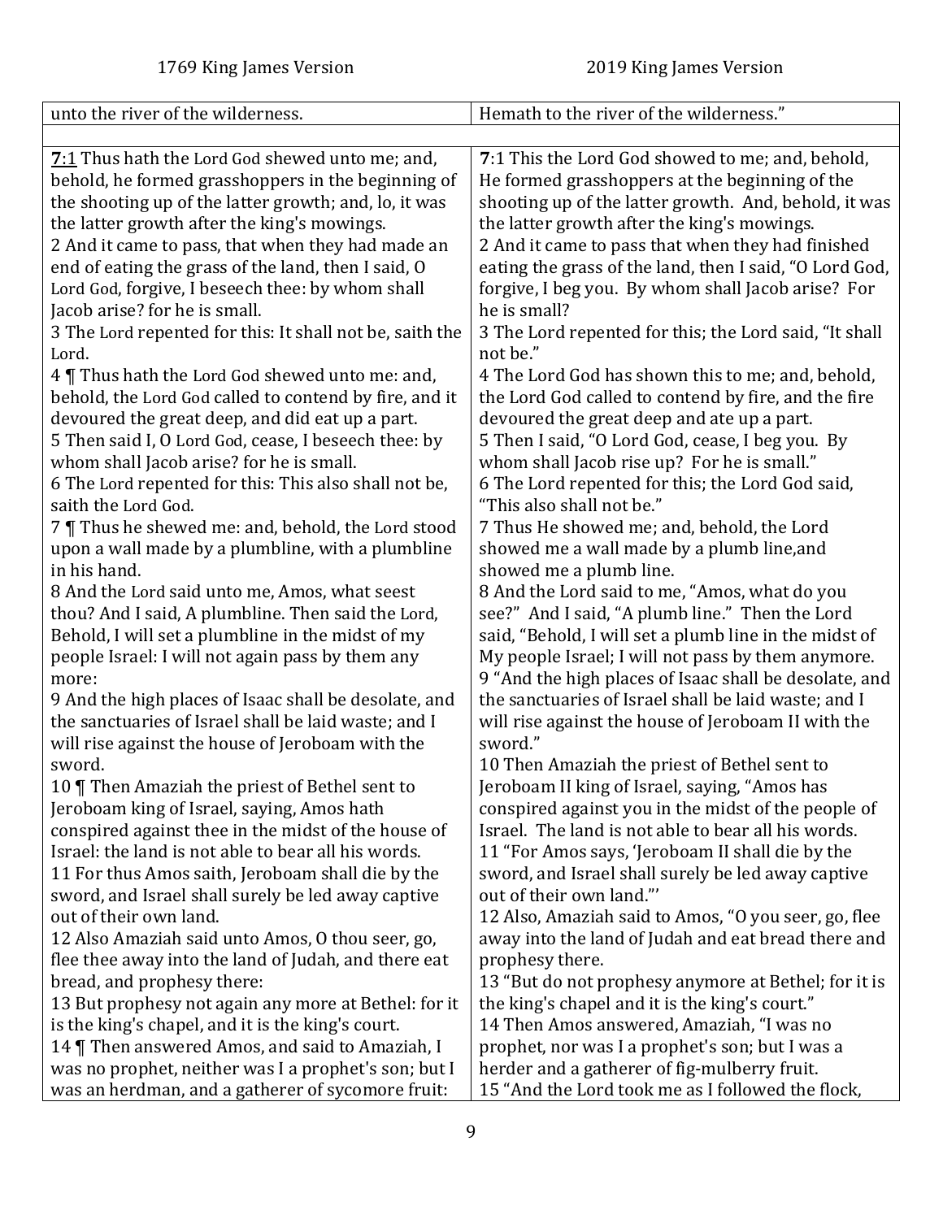| 1769 King James Version | 2019 King James Version |
|---|---|
| unto the river of the wilderness. | Hemath to the river of the wilderness." |
| | |
| **7**:1 Thus hath the Lord God shewed unto me; and, behold, he formed grasshoppers in the beginning of the shooting up of the latter growth; and, lo, it was the latter growth after the king's mowings.<br>2 And it came to pass, that when they had made an end of eating the grass of the land, then I said, O Lord God, forgive, I beseech thee: by whom shall Jacob arise? for he is small.<br>3 The Lord repented for this: It shall not be, saith the Lord.<br>4 ¶ Thus hath the Lord God shewed unto me: and, behold, the Lord God called to contend by fire, and it devoured the great deep, and did eat up a part.<br>5 Then said I, O Lord God, cease, I beseech thee: by whom shall Jacob arise? for he is small.<br>6 The Lord repented for this: This also shall not be, saith the Lord God.<br>7 ¶ Thus he shewed me: and, behold, the Lord stood upon a wall made by a plumbline, with a plumbline in his hand.<br>8 And the Lord said unto me, Amos, what seest thou? And I said, A plumbline. Then said the Lord, Behold, I will set a plumbline in the midst of my people Israel: I will not again pass by them any more:<br>9 And the high places of Isaac shall be desolate, and the sanctuaries of Israel shall be laid waste; and I will rise against the house of Jeroboam with the sword.<br>10 ¶ Then Amaziah the priest of Bethel sent to Jeroboam king of Israel, saying, Amos hath conspired against thee in the midst of the house of Israel: the land is not able to bear all his words.<br>11 For thus Amos saith, Jeroboam shall die by the sword, and Israel shall surely be led away captive out of their own land.<br>12 Also Amaziah said unto Amos, O thou seer, go, flee thee away into the land of Judah, and there eat bread, and prophesy there:<br>13 But prophesy not again any more at Bethel: for it is the king's chapel, and it is the king's court.<br>14 ¶ Then answered Amos, and said to Amaziah, I was no prophet, neither was I a prophet's son; but I was an herdman, and a gatherer of sycomore fruit: | **7**:1 This the Lord God showed to me; and, behold, He formed grasshoppers at the beginning of the shooting up of the latter growth. And, behold, it was the latter growth after the king's mowings.<br>2 And it came to pass that when they had finished eating the grass of the land, then I said, "O Lord God, forgive, I beg you. By whom shall Jacob arise? For he is small?<br>3 The Lord repented for this; the Lord said, "It shall not be."<br>4 The Lord God has shown this to me; and, behold, the Lord God called to contend by fire, and the fire devoured the great deep and ate up a part.<br>5 Then I said, "O Lord God, cease, I beg you. By whom shall Jacob rise up? For he is small."<br>6 The Lord repented for this; the Lord God said, "This also shall not be."<br>7 Thus He showed me; and, behold, the Lord showed me a wall made by a plumb line,and showed me a plumb line.<br>8 And the Lord said to me, "Amos, what do you see?" And I said, "A plumb line." Then the Lord said, "Behold, I will set a plumb line in the midst of My people Israel; I will not pass by them anymore.<br>9 "And the high places of Isaac shall be desolate, and the sanctuaries of Israel shall be laid waste; and I will rise against the house of Jeroboam II with the sword."<br>10 Then Amaziah the priest of Bethel sent to Jeroboam II king of Israel, saying, "Amos has conspired against you in the midst of the people of Israel. The land is not able to bear all his words.<br>11 "For Amos says, 'Jeroboam II shall die by the sword, and Israel shall surely be led away captive out of their own land."'<br>12 Also, Amaziah said to Amos, "O you seer, go, flee away into the land of Judah and eat bread there and prophesy there.<br>13 "But do not prophesy anymore at Bethel; for it is the king's chapel and it is the king's court."<br>14 Then Amos answered, Amaziah, "I was no prophet, nor was I a prophet's son; but I was a herder and a gatherer of fig-mulberry fruit.<br>15 "And the Lord took me as I followed the flock, |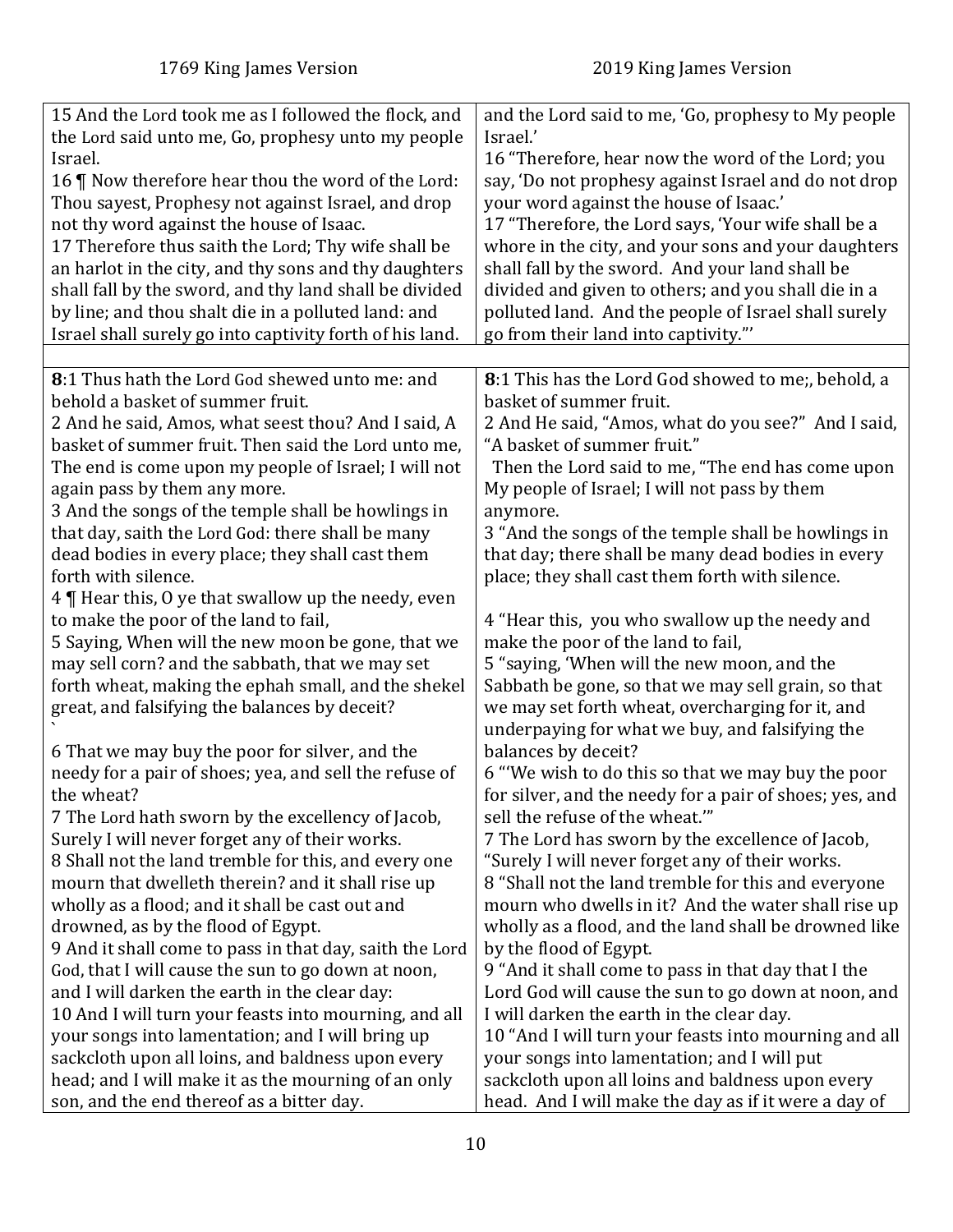| 1769 King James Version | 2019 King James Version |
|---|---|
| 15 And the Lord took me as I followed the flock, and the Lord said unto me, Go, prophesy unto my people Israel.<br>16 ¶ Now therefore hear thou the word of the Lord: Thou sayest, Prophesy not against Israel, and drop not thy word against the house of Isaac.<br>17 Therefore thus saith the Lord; Thy wife shall be an harlot in the city, and thy sons and thy daughters shall fall by the sword, and thy land shall be divided by line; and thou shalt die in a polluted land: and Israel shall surely go into captivity forth of his land. | and the Lord said to me, 'Go, prophesy to My people Israel.'<br>16 "Therefore, hear now the word of the Lord; you say, 'Do not prophesy against Israel and do not drop your word against the house of Isaac.'<br>17 "Therefore, the Lord says, 'Your wife shall be a whore in the city, and your sons and your daughters shall fall by the sword. And your land shall be divided and given to others; and you shall die in a polluted land. And the people of Israel shall surely go from their land into captivity."' |
| | |
| **8**:1 Thus hath the Lord God shewed unto me: and behold a basket of summer fruit.<br>2 And he said, Amos, what seest thou? And I said, A basket of summer fruit. Then said the Lord unto me, The end is come upon my people of Israel; I will not again pass by them any more.<br>3 And the songs of the temple shall be howlings in that day, saith the Lord God: there shall be many dead bodies in every place; they shall cast them forth with silence.<br>4 ¶ Hear this, O ye that swallow up the needy, even to make the poor of the land to fail,<br>5 Saying, When will the new moon be gone, that we may sell corn? and the sabbath, that we may set forth wheat, making the ephah small, and the shekel great, and falsifying the balances by deceit?<br>`<br>6 That we may buy the poor for silver, and the needy for a pair of shoes; yea, and sell the refuse of the wheat?<br>7 The Lord hath sworn by the excellency of Jacob, Surely I will never forget any of their works.<br>8 Shall not the land tremble for this, and every one mourn that dwelleth therein? and it shall rise up wholly as a flood; and it shall be cast out and drowned, as by the flood of Egypt.<br>9 And it shall come to pass in that day, saith the Lord God, that I will cause the sun to go down at noon, and I will darken the earth in the clear day:<br>10 And I will turn your feasts into mourning, and all your songs into lamentation; and I will bring up sackcloth upon all loins, and baldness upon every head; and I will make it as the mourning of an only son, and the end thereof as a bitter day. | **8**:1 This has the Lord God showed to me;, behold, a basket of summer fruit.<br>2 And He said, "Amos, what do you see?" And I said, "A basket of summer fruit."<br>Then the Lord said to me, "The end has come upon My people of Israel; I will not pass by them anymore.<br>3 "And the songs of the temple shall be howlings in that day; there shall be many dead bodies in every place; they shall cast them forth with silence.<br>4 "Hear this, you who swallow up the needy and make the poor of the land to fail,<br>5 "saying, 'When will the new moon, and the Sabbath be gone, so that we may sell grain, so that we may set forth wheat, overcharging for it, and underpaying for what we buy, and falsifying the balances by deceit?<br>6 "'We wish to do this so that we may buy the poor for silver, and the needy for a pair of shoes; yes, and sell the refuse of the wheat.'"<br>7 The Lord has sworn by the excellence of Jacob, "Surely I will never forget any of their works.<br>8 "Shall not the land tremble for this and everyone mourn who dwells in it? And the water shall rise up wholly as a flood, and the land shall be drowned like by the flood of Egypt.<br>9 "And it shall come to pass in that day that I the Lord God will cause the sun to go down at noon, and I will darken the earth in the clear day.<br>10 "And I will turn your feasts into mourning and all your songs into lamentation; and I will put sackcloth upon all loins and baldness upon every head. And I will make the day as if it were a day of |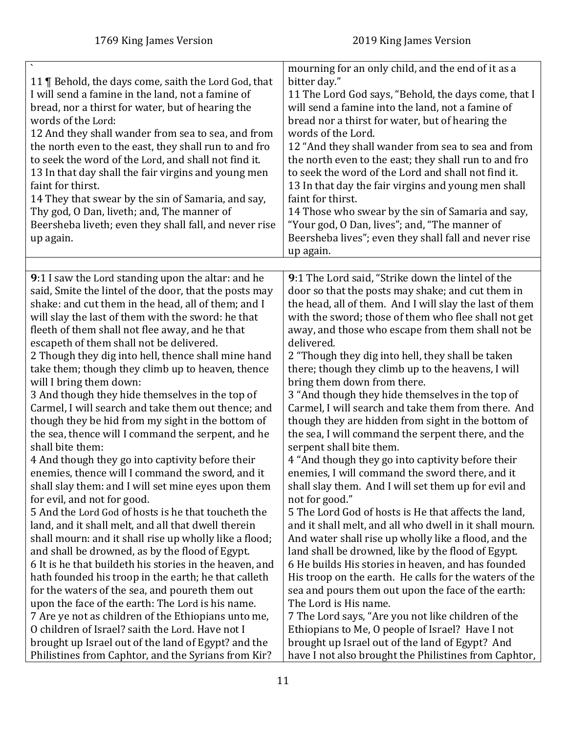| 1769 King James Version | 2019 King James Version |
| --- | --- |
| ` <br>11 ¶ Behold, the days come, saith the Lord God, that I will send a famine in the land, not a famine of bread, nor a thirst for water, but of hearing the words of the Lord: <br>12 And they shall wander from sea to sea, and from the north even to the east, they shall run to and fro to seek the word of the Lord, and shall not find it. <br>13 In that day shall the fair virgins and young men faint for thirst. <br>14 They that swear by the sin of Samaria, and say, Thy god, O Dan, liveth; and, The manner of Beersheba liveth; even they shall fall, and never rise up again. | mourning for an only child, and the end of it as a bitter day." <br>11 The Lord God says, "Behold, the days come, that I will send a famine into the land, not a famine of bread nor a thirst for water, but of hearing the words of the Lord. <br>12 "And they shall wander from sea to sea and from the north even to the east; they shall run to and fro to seek the word of the Lord and shall not find it. <br>13 In that day the fair virgins and young men shall faint for thirst. <br>14 Those who swear by the sin of Samaria and say, "Your god, O Dan, lives"; and, "The manner of Beersheba lives"; even they shall fall and never rise up again. |
| | |
| **9**:1 I saw the Lord standing upon the altar: and he said, Smite the lintel of the door, that the posts may shake: and cut them in the head, all of them; and I will slay the last of them with the sword: he that fleeth of them shall not flee away, and he that escapeth of them shall not be delivered. <br>2 Though they dig into hell, thence shall mine hand take them; though they climb up to heaven, thence will I bring them down: <br>3 And though they hide themselves in the top of Carmel, I will search and take them out thence; and though they be hid from my sight in the bottom of the sea, thence will I command the serpent, and he shall bite them: <br>4 And though they go into captivity before their enemies, thence will I command the sword, and it shall slay them: and I will set mine eyes upon them for evil, and not for good. <br>5 And the Lord God of hosts is he that toucheth the land, and it shall melt, and all that dwell therein shall mourn: and it shall rise up wholly like a flood; and shall be drowned, as by the flood of Egypt. <br>6 It is he that buildeth his stories in the heaven, and hath founded his troop in the earth; he that calleth for the waters of the sea, and poureth them out upon the face of the earth: The Lord is his name. <br>7 Are ye not as children of the Ethiopians unto me, O children of Israel? saith the Lord. Have not I brought up Israel out of the land of Egypt? and the Philistines from Caphtor, and the Syrians from Kir? | **9**:1 The Lord said, "Strike down the lintel of the door so that the posts may shake; and cut them in the head, all of them. And I will slay the last of them with the sword; those of them who flee shall not get away, and those who escape from them shall not be delivered. <br>2 "Though they dig into hell, they shall be taken there; though they climb up to the heavens, I will bring them down from there. <br>3 "And though they hide themselves in the top of Carmel, I will search and take them from there. And though they are hidden from sight in the bottom of the sea, I will command the serpent there, and the serpent shall bite them. <br>4 "And though they go into captivity before their enemies, I will command the sword there, and it shall slay them. And I will set them up for evil and not for good." <br>5 The Lord God of hosts is He that affects the land, and it shall melt, and all who dwell in it shall mourn. And water shall rise up wholly like a flood, and the land shall be drowned, like by the flood of Egypt. <br>6 He builds His stories in heaven, and has founded His troop on the earth. He calls for the waters of the sea and pours them out upon the face of the earth: The Lord is His name. <br>7 The Lord says, "Are you not like children of the Ethiopians to Me, O people of Israel? Have I not brought up Israel out of the land of Egypt? And have I not also brought the Philistines from Caphtor, |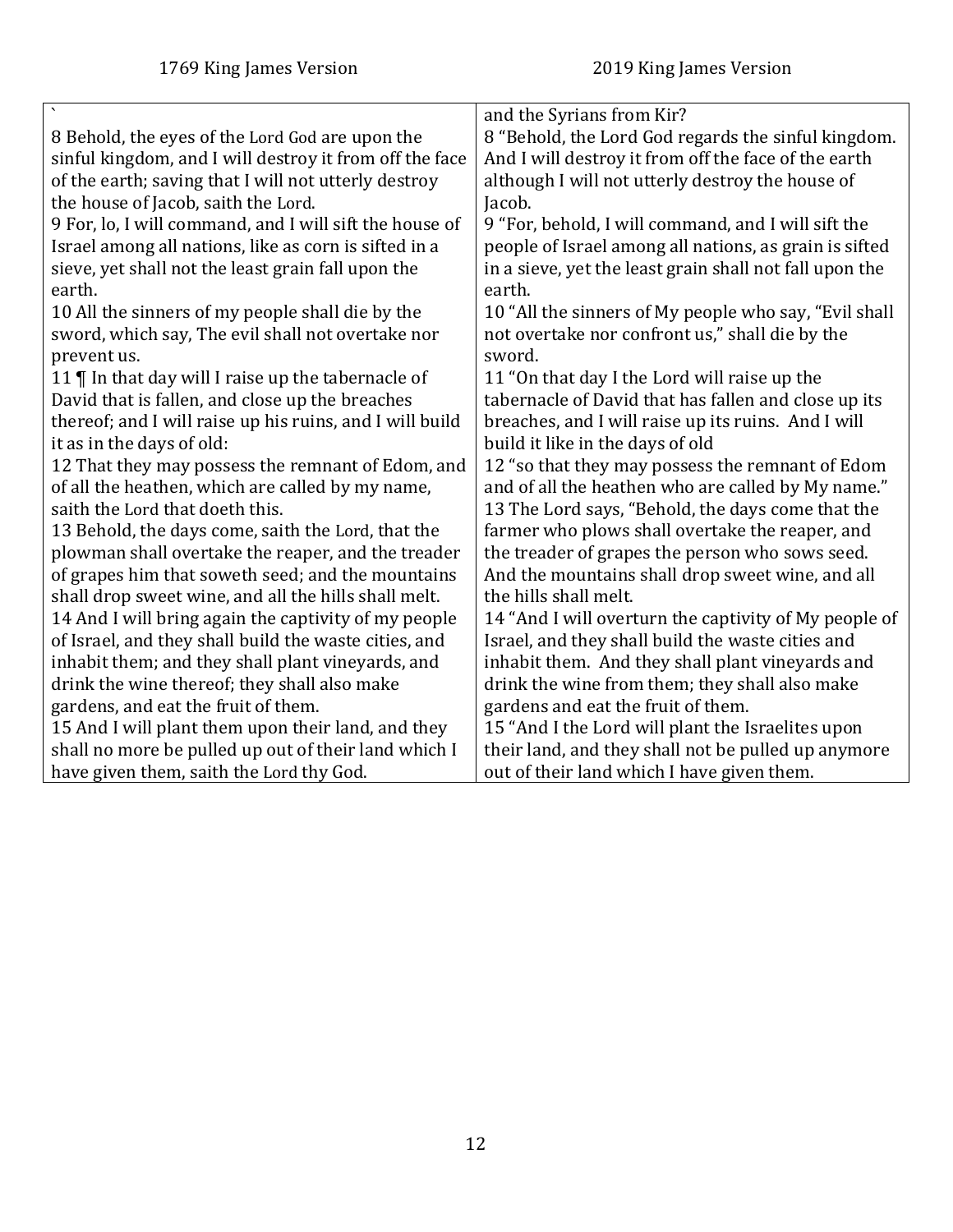| 1769 King James Version | 2019 King James Version |
|---|---|
| ` | and the Syrians from Kir? |
| 8 Behold, the eyes of the Lord God are upon the sinful kingdom, and I will destroy it from off the face of the earth; saving that I will not utterly destroy the house of Jacob, saith the Lord. | 8 "Behold, the Lord God regards the sinful kingdom. And I will destroy it from off the face of the earth although I will not utterly destroy the house of Jacob. |
| 9 For, lo, I will command, and I will sift the house of Israel among all nations, like as corn is sifted in a sieve, yet shall not the least grain fall upon the earth. | 9 "For, behold, I will command, and I will sift the people of Israel among all nations, as grain is sifted in a sieve, yet the least grain shall not fall upon the earth. |
| 10 All the sinners of my people shall die by the sword, which say, The evil shall not overtake nor prevent us. | 10 "All the sinners of My people who say, "Evil shall not overtake nor confront us," shall die by the sword. |
| 11 ¶ In that day will I raise up the tabernacle of David that is fallen, and close up the breaches thereof; and I will raise up his ruins, and I will build it as in the days of old: | 11 "On that day I the Lord will raise up the tabernacle of David that has fallen and close up its breaches, and I will raise up its ruins. And I will build it like in the days of old |
| 12 That they may possess the remnant of Edom, and of all the heathen, which are called by my name, saith the Lord that doeth this. | 12 "so that they may possess the remnant of Edom and of all the heathen who are called by My name." |
| 13 Behold, the days come, saith the Lord, that the plowman shall overtake the reaper, and the treader of grapes him that soweth seed; and the mountains shall drop sweet wine, and all the hills shall melt. | 13 The Lord says, "Behold, the days come that the farmer who plows shall overtake the reaper, and the treader of grapes the person who sows seed. And the mountains shall drop sweet wine, and all the hills shall melt. |
| 14 And I will bring again the captivity of my people of Israel, and they shall build the waste cities, and inhabit them; and they shall plant vineyards, and drink the wine thereof; they shall also make gardens, and eat the fruit of them. | 14 "And I will overturn the captivity of My people of Israel, and they shall build the waste cities and inhabit them. And they shall plant vineyards and drink the wine from them; they shall also make gardens and eat the fruit of them. |
| 15 And I will plant them upon their land, and they shall no more be pulled up out of their land which I have given them, saith the Lord thy God. | 15 "And I the Lord will plant the Israelites upon their land, and they shall not be pulled up anymore out of their land which I have given them. |